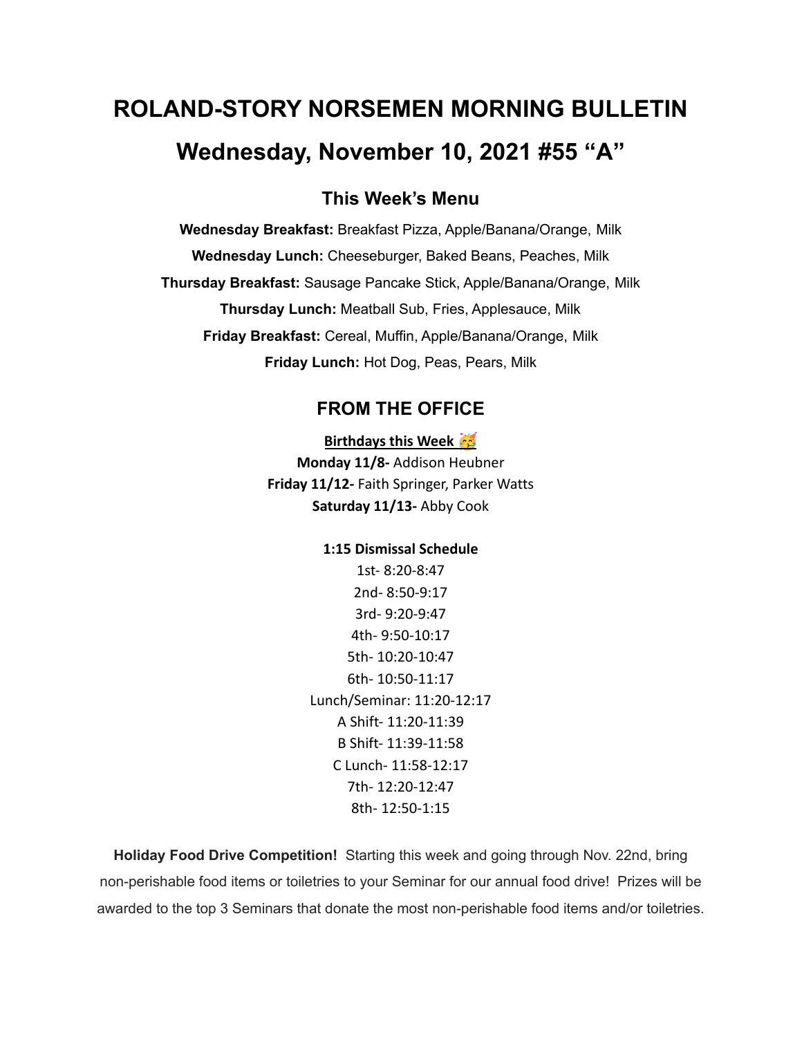# ROLAND-STORY NORSEMEN MORNING BULLETIN

# Wednesday, November 10, 2021 #55 "A"

## This Week's Menu

**Wednesday Breakfast:** Breakfast Pizza, Apple/Banana/Orange, Milk

**Wednesday Lunch:** Cheeseburger, Baked Beans, Peaches, Milk

**Thursday Breakfast:** Sausage Pancake Stick, Apple/Banana/Orange, Milk

**Thursday Lunch:** Meatball Sub, Fries, Applesauce, Milk

**Friday Breakfast:** Cereal, Muffin, Apple/Banana/Orange, Milk

**Friday Lunch:** Hot Dog, Peas, Pears, Milk

## FROM THE OFFICE

**Birthdays this Week** 🥳

**Monday 11/8-** Addison Heubner

**Friday 11/12-** Faith Springer, Parker Watts

**Saturday 11/13-** Abby Cook

**1:15 Dismissal Schedule**

1st- 8:20-8:47

2nd- 8:50-9:17

3rd- 9:20-9:47

4th- 9:50-10:17

5th- 10:20-10:47

6th- 10:50-11:17

Lunch/Seminar: 11:20-12:17

A Shift- 11:20-11:39

B Shift- 11:39-11:58

C Lunch- 11:58-12:17

7th- 12:20-12:47

8th- 12:50-1:15

**Holiday Food Drive Competition!** Starting this week and going through Nov. 22nd, bring non-perishable food items or toiletries to your Seminar for our annual food drive! Prizes will be awarded to the top 3 Seminars that donate the most non-perishable food items and/or toiletries.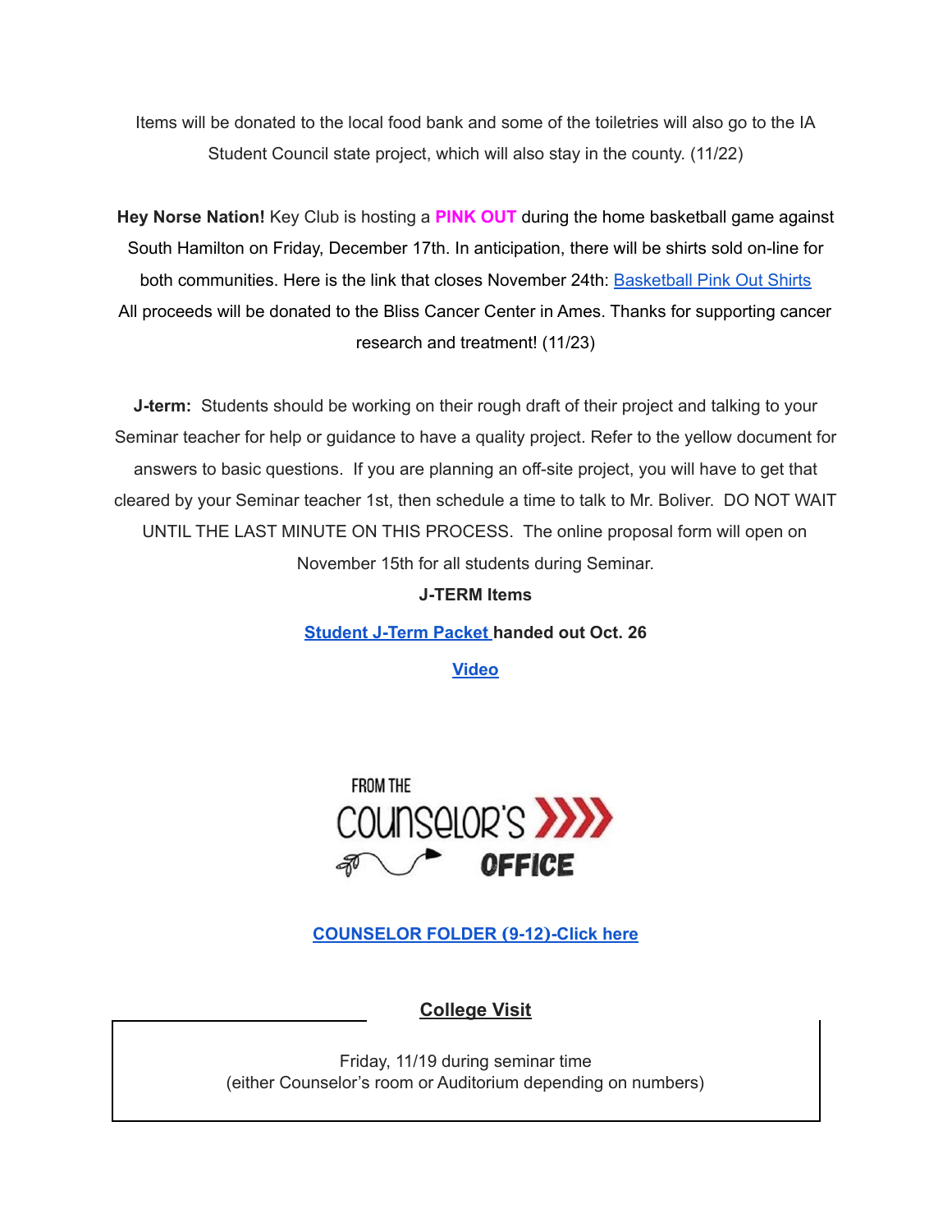Items will be donated to the local food bank and some of the toiletries will also go to the IA Student Council state project, which will also stay in the county. (11/22)

**Hey Norse Nation!** Key Club is hosting a **PINK OUT** during the home basketball game against South Hamilton on Friday, December 17th. In anticipation, there will be shirts sold on-line for both communities. Here is the link that closes November 24th: Basketball Pink Out Shirts
All proceeds will be donated to the Bliss Cancer Center in Ames. Thanks for supporting cancer research and treatment! (11/23)

**J-term:** Students should be working on their rough draft of their project and talking to your Seminar teacher for help or guidance to have a quality project. Refer to the yellow document for answers to basic questions. If you are planning an off-site project, you will have to get that cleared by your Seminar teacher 1st, then schedule a time to talk to Mr. Boliver. DO NOT WAIT UNTIL THE LAST MINUTE ON THIS PROCESS. The online proposal form will open on November 15th for all students during Seminar.

**J-TERM Items**

**Student J-Term Packet handed out Oct. 26**

**Video**

FROM THE COUNSELOR'S OFFICE

**COUNSELOR FOLDER (9-12)-Click here**

**College Visit**

Friday, 11/19 during seminar time
(either Counselor's room or Auditorium depending on numbers)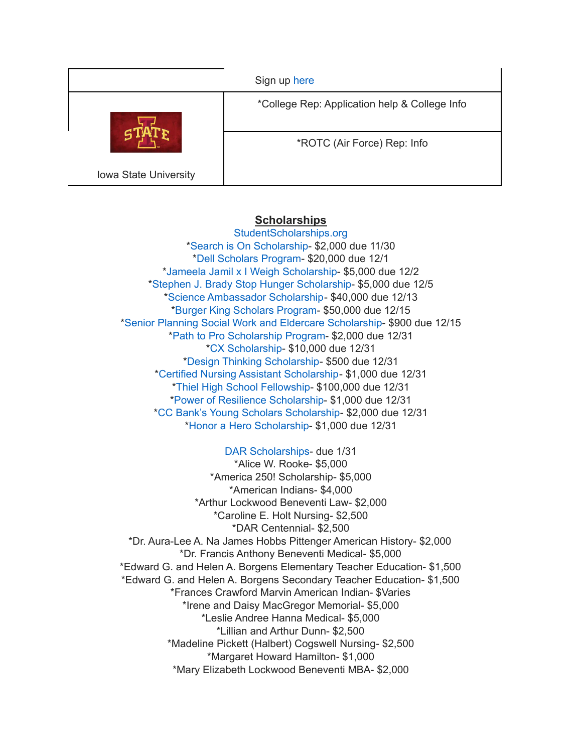| Sign up here | |
|---|---|
| Iowa State University | *College Rep: Application help & College Info |
| | *ROTC (Air Force) Rep: Info |

## Scholarships

StudentScholarships.org

*Search is On Scholarship- $2,000 due 11/30
*Dell Scholars Program- $20,000 due 12/1
*Jameela Jamil x I Weigh Scholarship- $5,000 due 12/2
*Stephen J. Brady Stop Hunger Scholarship- $5,000 due 12/5
*Science Ambassador Scholarship- $40,000 due 12/13
*Burger King Scholars Program- $50,000 due 12/15
*Senior Planning Social Work and Eldercare Scholarship- $900 due 12/15
*Path to Pro Scholarship Program- $2,000 due 12/31
*CX Scholarship- $10,000 due 12/31
*Design Thinking Scholarship- $500 due 12/31
*Certified Nursing Assistant Scholarship- $1,000 due 12/31
*Thiel High School Fellowship- $100,000 due 12/31
*Power of Resilience Scholarship- $1,000 due 12/31
*CC Bank's Young Scholars Scholarship- $2,000 due 12/31
*Honor a Hero Scholarship- $1,000 due 12/31

DAR Scholarships- due 1/31
*Alice W. Rooke- $5,000
*America 250! Scholarship- $5,000
*American Indians- $4,000
*Arthur Lockwood Beneventi Law- $2,000
*Caroline E. Holt Nursing- $2,500
*DAR Centennial- $2,500
*Dr. Aura-Lee A. Na James Hobbs Pittenger American History- $2,000
*Dr. Francis Anthony Beneventi Medical- $5,000
*Edward G. and Helen A. Borgens Elementary Teacher Education- $1,500
*Edward G. and Helen A. Borgens Secondary Teacher Education- $1,500
*Frances Crawford Marvin American Indian- $Varies
*Irene and Daisy MacGregor Memorial- $5,000
*Leslie Andree Hanna Medical- $5,000
*Lillian and Arthur Dunn- $2,500
*Madeline Pickett (Halbert) Cogswell Nursing- $2,500
*Margaret Howard Hamilton- $1,000
*Mary Elizabeth Lockwood Beneventi MBA- $2,000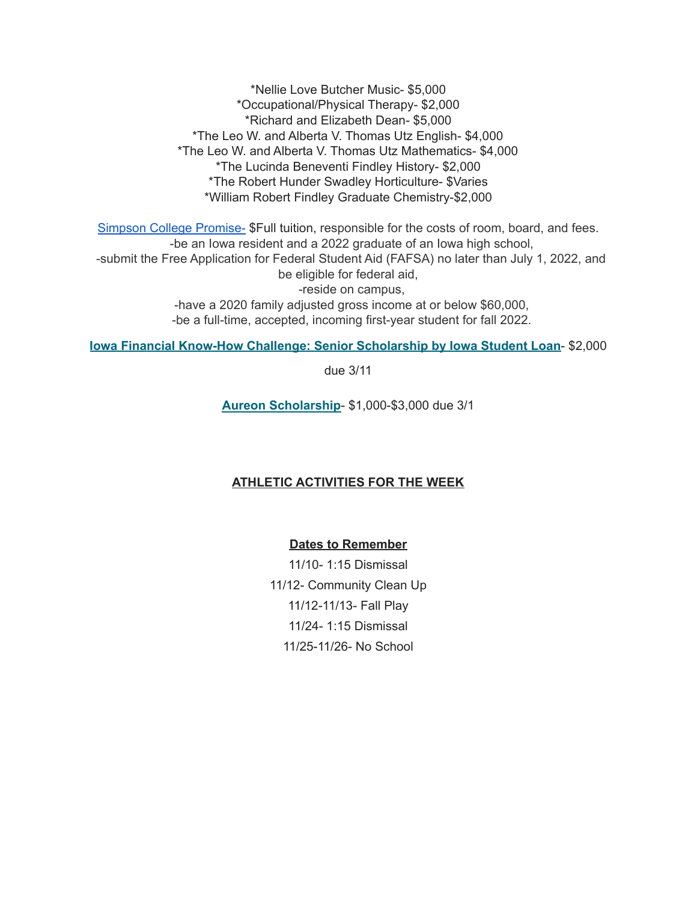*Nellie Love Butcher Music- $5,000
*Occupational/Physical Therapy- $2,000
*Richard and Elizabeth Dean- $5,000
*The Leo W. and Alberta V. Thomas Utz English- $4,000
*The Leo W. and Alberta V. Thomas Utz Mathematics- $4,000
*The Lucinda Beneventi Findley History- $2,000
*The Robert Hunder Swadley Horticulture- $Varies
*William Robert Findley Graduate Chemistry-$2,000

Simpson College Promise- $Full tuition, responsible for the costs of room, board, and fees.
-be an Iowa resident and a 2022 graduate of an Iowa high school,
-submit the Free Application for Federal Student Aid (FAFSA) no later than July 1, 2022, and be eligible for federal aid,
-reside on campus,
-have a 2020 family adjusted gross income at or below $60,000,
-be a full-time, accepted, incoming first-year student for fall 2022.

**Iowa Financial Know-How Challenge: Senior Scholarship by Iowa Student Loan**- $2,000

due 3/11

**Aureon Scholarship**- $1,000-$3,000 due 3/1

## ATHLETIC ACTIVITIES FOR THE WEEK

### Dates to Remember

11/10- 1:15 Dismissal
11/12- Community Clean Up
11/12-11/13- Fall Play
11/24- 1:15 Dismissal
11/25-11/26- No School